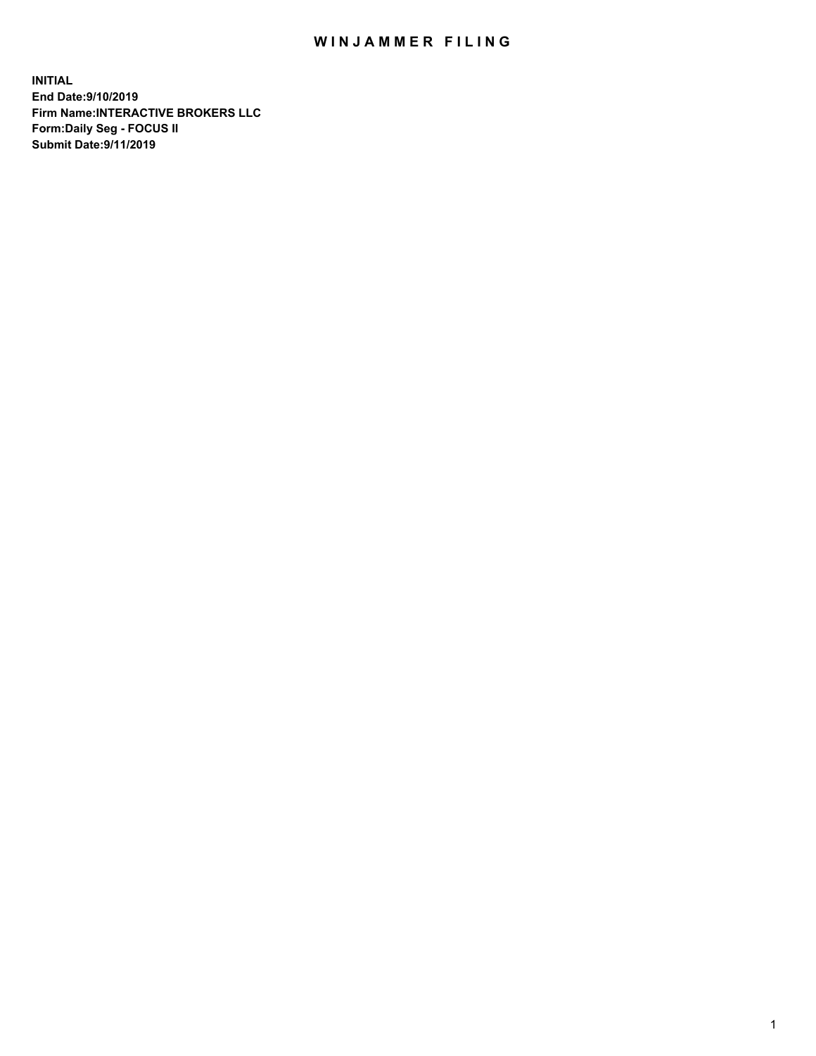# WINJAMMER FILING

**INITIAL**
**End Date:9/10/2019**
**Firm Name:INTERACTIVE BROKERS LLC**
**Form:Daily Seg - FOCUS II**
**Submit Date:9/11/2019**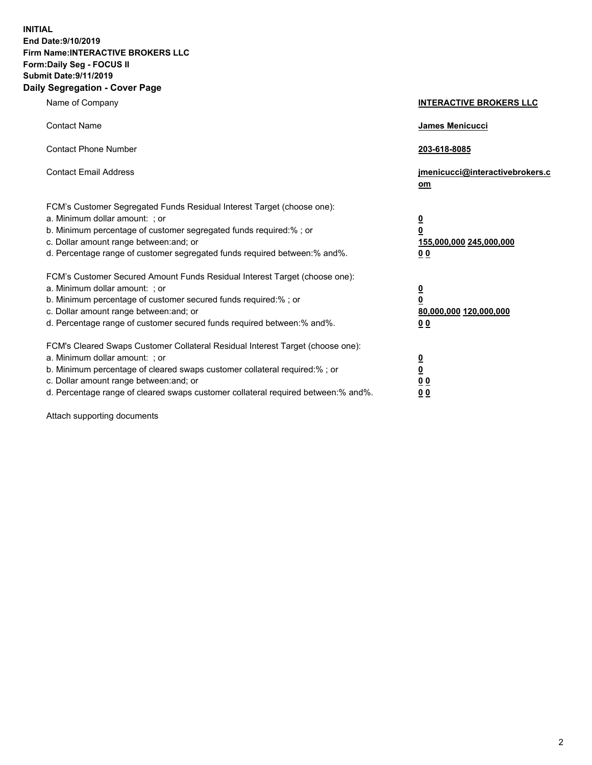**INITIAL**
**End Date:9/10/2019**
**Firm Name:INTERACTIVE BROKERS LLC**
**Form:Daily Seg - FOCUS II**
**Submit Date:9/11/2019**
**Daily Segregation - Cover Page**

| | |
|---|---|
| Name of Company | **INTERACTIVE BROKERS LLC** |
| Contact Name | **James Menicucci** |
| Contact Phone Number | **203-618-8085** |
| Contact Email Address | **jmenicucci@interactivebrokers.com** |

FCM's Customer Segregated Funds Residual Interest Target (choose one):

| | |
|---|---|
| a. Minimum dollar amount: ; or | **0** |
| b. Minimum percentage of customer segregated funds required:% ; or | **0** |
| c. Dollar amount range between:and; or | **155,000,000 245,000,000** |
| d. Percentage range of customer segregated funds required between:% and%. | **0 0** |

FCM's Customer Secured Amount Funds Residual Interest Target (choose one):

| | |
|---|---|
| a. Minimum dollar amount: ; or | **0** |
| b. Minimum percentage of customer secured funds required:% ; or | **0** |
| c. Dollar amount range between:and; or | **80,000,000 120,000,000** |
| d. Percentage range of customer secured funds required between:% and%. | **0 0** |

FCM's Cleared Swaps Customer Collateral Residual Interest Target (choose one):

| | |
|---|---|
| a. Minimum dollar amount: ; or | **0** |
| b. Minimum percentage of cleared swaps customer collateral required:% ; or | **0** |
| c. Dollar amount range between:and; or | **0 0** |
| d. Percentage range of cleared swaps customer collateral required between:% and%. | **0 0** |

Attach supporting documents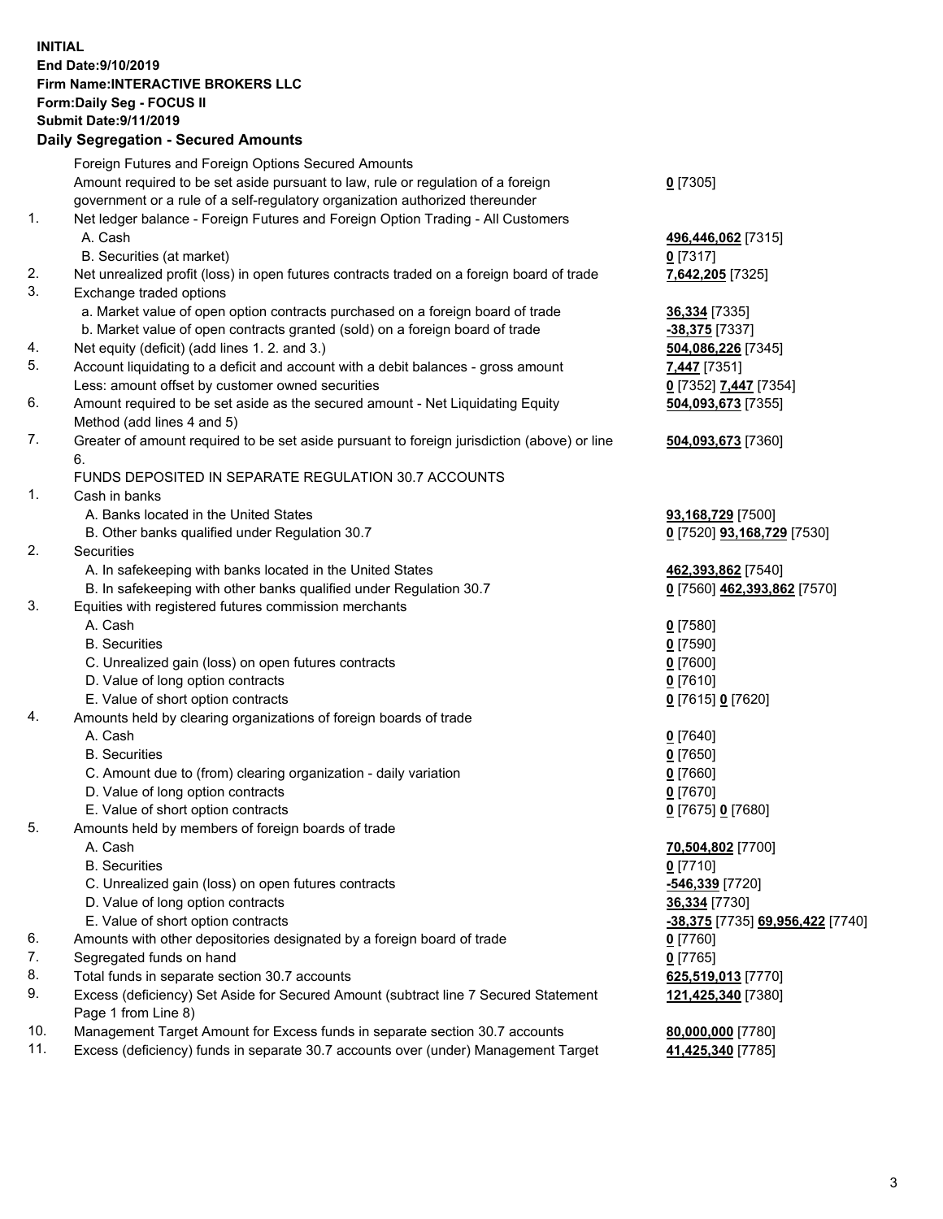**INITIAL**
**End Date:9/10/2019**
**Firm Name:INTERACTIVE BROKERS LLC**
**Form:Daily Seg - FOCUS II**
**Submit Date:9/11/2019**

**Daily Segregation - Secured Amounts**

| | | |
|---|---|---|
| | Foreign Futures and Foreign Options Secured Amounts | |
| | Amount required to be set aside pursuant to law, rule or regulation of a foreign government or a rule of a self-regulatory organization authorized thereunder | **0** [7305] |
| 1. | Net ledger balance - Foreign Futures and Foreign Option Trading - All Customers | |
| | A. Cash | **496,446,062** [7315] |
| | B. Securities (at market) | **0** [7317] |
| 2. | Net unrealized profit (loss) in open futures contracts traded on a foreign board of trade | **7,642,205** [7325] |
| 3. | Exchange traded options | |
| | a. Market value of open option contracts purchased on a foreign board of trade | **36,334** [7335] |
| | b. Market value of open contracts granted (sold) on a foreign board of trade | **-38,375** [7337] |
| 4. | Net equity (deficit) (add lines 1. 2. and 3.) | **504,086,226** [7345] |
| 5. | Account liquidating to a deficit and account with a debit balances - gross amount | **7,447** [7351] |
| | Less: amount offset by customer owned securities | **0** [7352] **7,447** [7354] |
| 6. | Amount required to be set aside as the secured amount - Net Liquidating Equity Method (add lines 4 and 5) | **504,093,673** [7355] |
| 7. | Greater of amount required to be set aside pursuant to foreign jurisdiction (above) or line 6. | **504,093,673** [7360] |
| | FUNDS DEPOSITED IN SEPARATE REGULATION 30.7 ACCOUNTS | |
| 1. | Cash in banks | |
| | A. Banks located in the United States | **93,168,729** [7500] |
| | B. Other banks qualified under Regulation 30.7 | **0** [7520] **93,168,729** [7530] |
| 2. | Securities | |
| | A. In safekeeping with banks located in the United States | **462,393,862** [7540] |
| | B. In safekeeping with other banks qualified under Regulation 30.7 | **0** [7560] **462,393,862** [7570] |
| 3. | Equities with registered futures commission merchants | |
| | A. Cash | **0** [7580] |
| | B. Securities | **0** [7590] |
| | C. Unrealized gain (loss) on open futures contracts | **0** [7600] |
| | D. Value of long option contracts | **0** [7610] |
| | E. Value of short option contracts | **0** [7615] **0** [7620] |
| 4. | Amounts held by clearing organizations of foreign boards of trade | |
| | A. Cash | **0** [7640] |
| | B. Securities | **0** [7650] |
| | C. Amount due to (from) clearing organization - daily variation | **0** [7660] |
| | D. Value of long option contracts | **0** [7670] |
| | E. Value of short option contracts | **0** [7675] **0** [7680] |
| 5. | Amounts held by members of foreign boards of trade | |
| | A. Cash | **70,504,802** [7700] |
| | B. Securities | **0** [7710] |
| | C. Unrealized gain (loss) on open futures contracts | **-546,339** [7720] |
| | D. Value of long option contracts | **36,334** [7730] |
| | E. Value of short option contracts | **-38,375** [7735] **69,956,422** [7740] |
| 6. | Amounts with other depositories designated by a foreign board of trade | **0** [7760] |
| 7. | Segregated funds on hand | **0** [7765] |
| 8. | Total funds in separate section 30.7 accounts | **625,519,013** [7770] |
| 9. | Excess (deficiency) Set Aside for Secured Amount (subtract line 7 Secured Statement Page 1 from Line 8) | **121,425,340** [7380] |
| 10. | Management Target Amount for Excess funds in separate section 30.7 accounts | **80,000,000** [7780] |
| 11. | Excess (deficiency) funds in separate 30.7 accounts over (under) Management Target | **41,425,340** [7785] |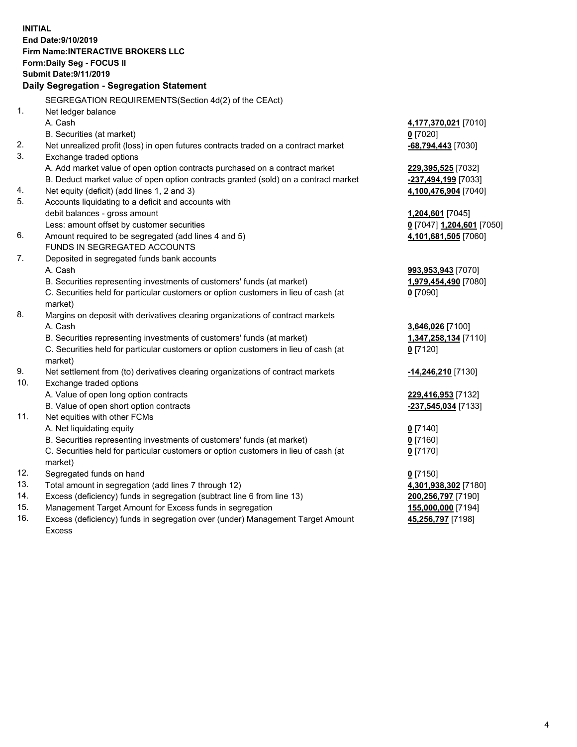**INITIAL**
**End Date:9/10/2019**
**Firm Name:INTERACTIVE BROKERS LLC**
**Form:Daily Seg - FOCUS II**
**Submit Date:9/11/2019**

### Daily Segregation - Segregation Statement

| | | |
|---|---|---|
| | SEGREGATION REQUIREMENTS(Section 4d(2) of the CEAct) | |
| 1. | Net ledger balance | |
| | A. Cash | **4,177,370,021** [7010] |
| | B. Securities (at market) | **0** [7020] |
| 2. | Net unrealized profit (loss) in open futures contracts traded on a contract market | **-68,794,443** [7030] |
| 3. | Exchange traded options | |
| | A. Add market value of open option contracts purchased on a contract market | **229,395,525** [7032] |
| | B. Deduct market value of open option contracts granted (sold) on a contract market | **-237,494,199** [7033] |
| 4. | Net equity (deficit) (add lines 1, 2 and 3) | **4,100,476,904** [7040] |
| 5. | Accounts liquidating to a deficit and accounts with | |
| | debit balances - gross amount | **1,204,601** [7045] |
| | Less: amount offset by customer securities | **0** [7047] **1,204,601** [7050] |
| 6. | Amount required to be segregated (add lines 4 and 5) | **4,101,681,505** [7060] |
| | FUNDS IN SEGREGATED ACCOUNTS | |
| 7. | Deposited in segregated funds bank accounts | |
| | A. Cash | **993,953,943** [7070] |
| | B. Securities representing investments of customers' funds (at market) | **1,979,454,490** [7080] |
| | C. Securities held for particular customers or option customers in lieu of cash (at market) | **0** [7090] |
| 8. | Margins on deposit with derivatives clearing organizations of contract markets | |
| | A. Cash | **3,646,026** [7100] |
| | B. Securities representing investments of customers' funds (at market) | **1,347,258,134** [7110] |
| | C. Securities held for particular customers or option customers in lieu of cash (at market) | **0** [7120] |
| 9. | Net settlement from (to) derivatives clearing organizations of contract markets | **-14,246,210** [7130] |
| 10. | Exchange traded options | |
| | A. Value of open long option contracts | **229,416,953** [7132] |
| | B. Value of open short option contracts | **-237,545,034** [7133] |
| 11. | Net equities with other FCMs | |
| | A. Net liquidating equity | **0** [7140] |
| | B. Securities representing investments of customers' funds (at market) | **0** [7160] |
| | C. Securities held for particular customers or option customers in lieu of cash (at market) | **0** [7170] |
| 12. | Segregated funds on hand | **0** [7150] |
| 13. | Total amount in segregation (add lines 7 through 12) | **4,301,938,302** [7180] |
| 14. | Excess (deficiency) funds in segregation (subtract line 6 from line 13) | **200,256,797** [7190] |
| 15. | Management Target Amount for Excess funds in segregation | **155,000,000** [7194] |
| 16. | Excess (deficiency) funds in segregation over (under) Management Target Amount Excess | **45,256,797** [7198] |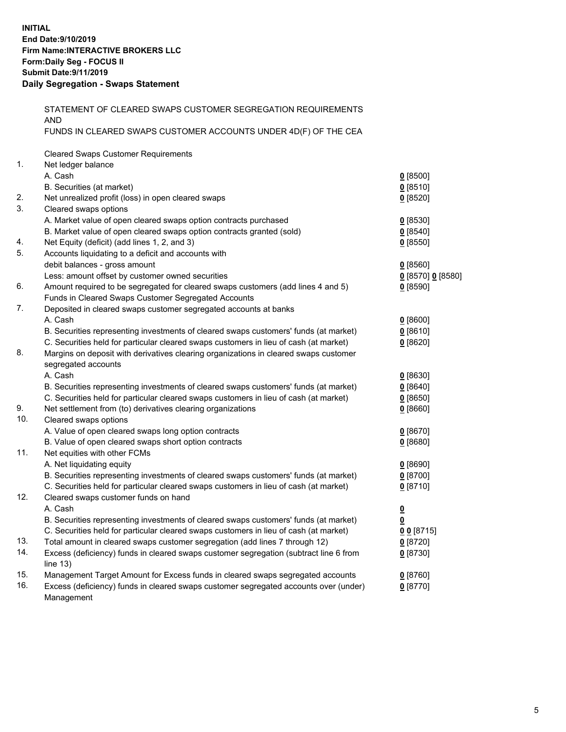**INITIAL**
**End Date:9/10/2019**
**Firm Name:INTERACTIVE BROKERS LLC**
**Form:Daily Seg - FOCUS II**
**Submit Date:9/11/2019**
**Daily Segregation - Swaps Statement**

STATEMENT OF CLEARED SWAPS CUSTOMER SEGREGATION REQUIREMENTS AND FUNDS IN CLEARED SWAPS CUSTOMER ACCOUNTS UNDER 4D(F) OF THE CEA

| | | |
|---|---|---|
| | Cleared Swaps Customer Requirements | |
| 1. | Net ledger balance | |
| | A. Cash | 0 [8500] |
| | B. Securities (at market) | 0 [8510] |
| 2. | Net unrealized profit (loss) in open cleared swaps | 0 [8520] |
| 3. | Cleared swaps options | |
| | A. Market value of open cleared swaps option contracts purchased | 0 [8530] |
| | B. Market value of open cleared swaps option contracts granted (sold) | 0 [8540] |
| 4. | Net Equity (deficit) (add lines 1, 2, and 3) | 0 [8550] |
| 5. | Accounts liquidating to a deficit and accounts with debit balances - gross amount | 0 [8560] |
| | Less: amount offset by customer owned securities | 0 [8570] 0 [8580] |
| 6. | Amount required to be segregated for cleared swaps customers (add lines 4 and 5) | 0 [8590] |
| | Funds in Cleared Swaps Customer Segregated Accounts | |
| 7. | Deposited in cleared swaps customer segregated accounts at banks | |
| | A. Cash | 0 [8600] |
| | B. Securities representing investments of cleared swaps customers' funds (at market) | 0 [8610] |
| | C. Securities held for particular cleared swaps customers in lieu of cash (at market) | 0 [8620] |
| 8. | Margins on deposit with derivatives clearing organizations in cleared swaps customer segregated accounts | |
| | A. Cash | 0 [8630] |
| | B. Securities representing investments of cleared swaps customers' funds (at market) | 0 [8640] |
| | C. Securities held for particular cleared swaps customers in lieu of cash (at market) | 0 [8650] |
| 9. | Net settlement from (to) derivatives clearing organizations | 0 [8660] |
| 10. | Cleared swaps options | |
| | A. Value of open cleared swaps long option contracts | 0 [8670] |
| | B. Value of open cleared swaps short option contracts | 0 [8680] |
| 11. | Net equities with other FCMs | |
| | A. Net liquidating equity | 0 [8690] |
| | B. Securities representing investments of cleared swaps customers' funds (at market) | 0 [8700] |
| | C. Securities held for particular cleared swaps customers in lieu of cash (at market) | 0 [8710] |
| 12. | Cleared swaps customer funds on hand | |
| | A. Cash | 0 |
| | B. Securities representing investments of cleared swaps customers' funds (at market) | 0 |
| | C. Securities held for particular cleared swaps customers in lieu of cash (at market) | 0 0 [8715] |
| 13. | Total amount in cleared swaps customer segregation (add lines 7 through 12) | 0 [8720] |
| 14. | Excess (deficiency) funds in cleared swaps customer segregation (subtract line 6 from line 13) | 0 [8730] |
| 15. | Management Target Amount for Excess funds in cleared swaps segregated accounts | 0 [8760] |
| 16. | Excess (deficiency) funds in cleared swaps customer segregated accounts over (under) Management | 0 [8770] |